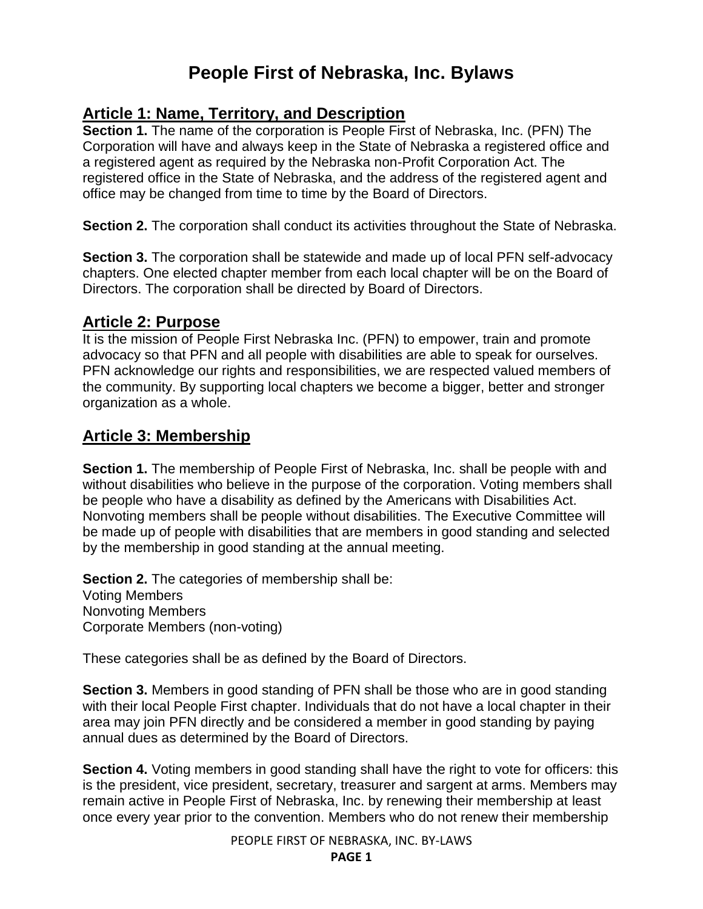# People First of Nebraska, Inc. Bylaws

## Article 1: Name, Territory, and Description

**Section 1.** The name of the corporation is People First of Nebraska, Inc. (PFN) The Corporation will have and always keep in the State of Nebraska a registered office and a registered agent as required by the Nebraska non-Profit Corporation Act. The registered office in the State of Nebraska, and the address of the registered agent and office may be changed from time to time by the Board of Directors.

**Section 2.** The corporation shall conduct its activities throughout the State of Nebraska.

**Section 3.** The corporation shall be statewide and made up of local PFN self-advocacy chapters. One elected chapter member from each local chapter will be on the Board of Directors. The corporation shall be directed by Board of Directors.

## Article 2: Purpose

It is the mission of People First Nebraska Inc. (PFN) to empower, train and promote advocacy so that PFN and all people with disabilities are able to speak for ourselves. PFN acknowledge our rights and responsibilities, we are respected valued members of the community. By supporting local chapters we become a bigger, better and stronger organization as a whole.

## Article 3: Membership

**Section 1.** The membership of People First of Nebraska, Inc. shall be people with and without disabilities who believe in the purpose of the corporation. Voting members shall be people who have a disability as defined by the Americans with Disabilities Act. Nonvoting members shall be people without disabilities. The Executive Committee will be made up of people with disabilities that are members in good standing and selected by the membership in good standing at the annual meeting.

**Section 2.** The categories of membership shall be:
Voting Members
Nonvoting Members
Corporate Members (non-voting)

These categories shall be as defined by the Board of Directors.

**Section 3.** Members in good standing of PFN shall be those who are in good standing with their local People First chapter. Individuals that do not have a local chapter in their area may join PFN directly and be considered a member in good standing by paying annual dues as determined by the Board of Directors.

**Section 4.** Voting members in good standing shall have the right to vote for officers: this is the president, vice president, secretary, treasurer and sargent at arms. Members may remain active in People First of Nebraska, Inc. by renewing their membership at least once every year prior to the convention. Members who do not renew their membership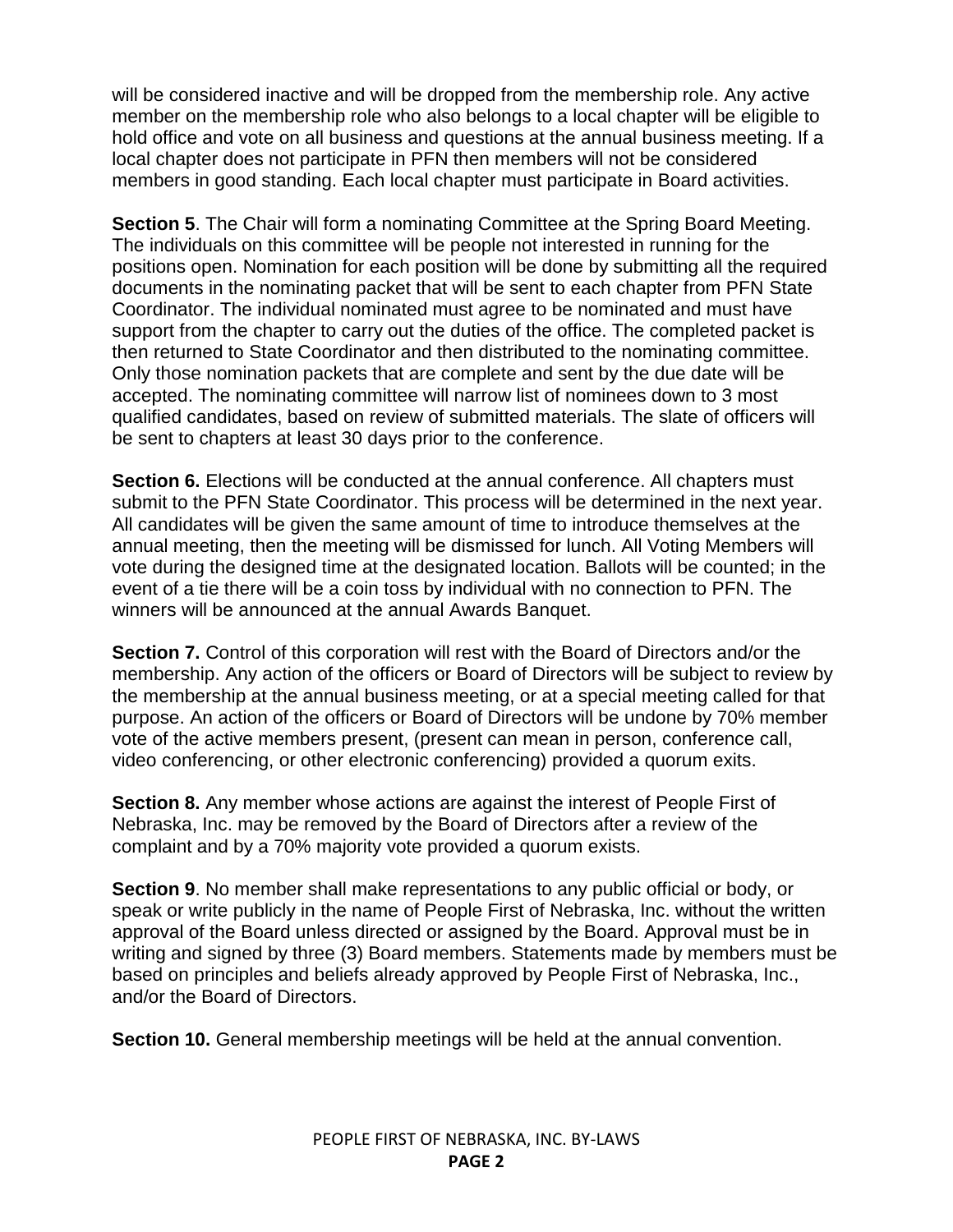will be considered inactive and will be dropped from the membership role. Any active member on the membership role who also belongs to a local chapter will be eligible to hold office and vote on all business and questions at the annual business meeting. If a local chapter does not participate in PFN then members will not be considered members in good standing. Each local chapter must participate in Board activities.

**Section 5**. The Chair will form a nominating Committee at the Spring Board Meeting. The individuals on this committee will be people not interested in running for the positions open. Nomination for each position will be done by submitting all the required documents in the nominating packet that will be sent to each chapter from PFN State Coordinator. The individual nominated must agree to be nominated and must have support from the chapter to carry out the duties of the office. The completed packet is then returned to State Coordinator and then distributed to the nominating committee. Only those nomination packets that are complete and sent by the due date will be accepted. The nominating committee will narrow list of nominees down to 3 most qualified candidates, based on review of submitted materials. The slate of officers will be sent to chapters at least 30 days prior to the conference.

**Section 6.** Elections will be conducted at the annual conference. All chapters must submit to the PFN State Coordinator. This process will be determined in the next year. All candidates will be given the same amount of time to introduce themselves at the annual meeting, then the meeting will be dismissed for lunch. All Voting Members will vote during the designed time at the designated location. Ballots will be counted; in the event of a tie there will be a coin toss by individual with no connection to PFN. The winners will be announced at the annual Awards Banquet.

**Section 7.** Control of this corporation will rest with the Board of Directors and/or the membership. Any action of the officers or Board of Directors will be subject to review by the membership at the annual business meeting, or at a special meeting called for that purpose. An action of the officers or Board of Directors will be undone by 70% member vote of the active members present, (present can mean in person, conference call, video conferencing, or other electronic conferencing) provided a quorum exits.

**Section 8.** Any member whose actions are against the interest of People First of Nebraska, Inc. may be removed by the Board of Directors after a review of the complaint and by a 70% majority vote provided a quorum exists.

**Section 9**. No member shall make representations to any public official or body, or speak or write publicly in the name of People First of Nebraska, Inc. without the written approval of the Board unless directed or assigned by the Board. Approval must be in writing and signed by three (3) Board members. Statements made by members must be based on principles and beliefs already approved by People First of Nebraska, Inc., and/or the Board of Directors.

**Section 10.** General membership meetings will be held at the annual convention.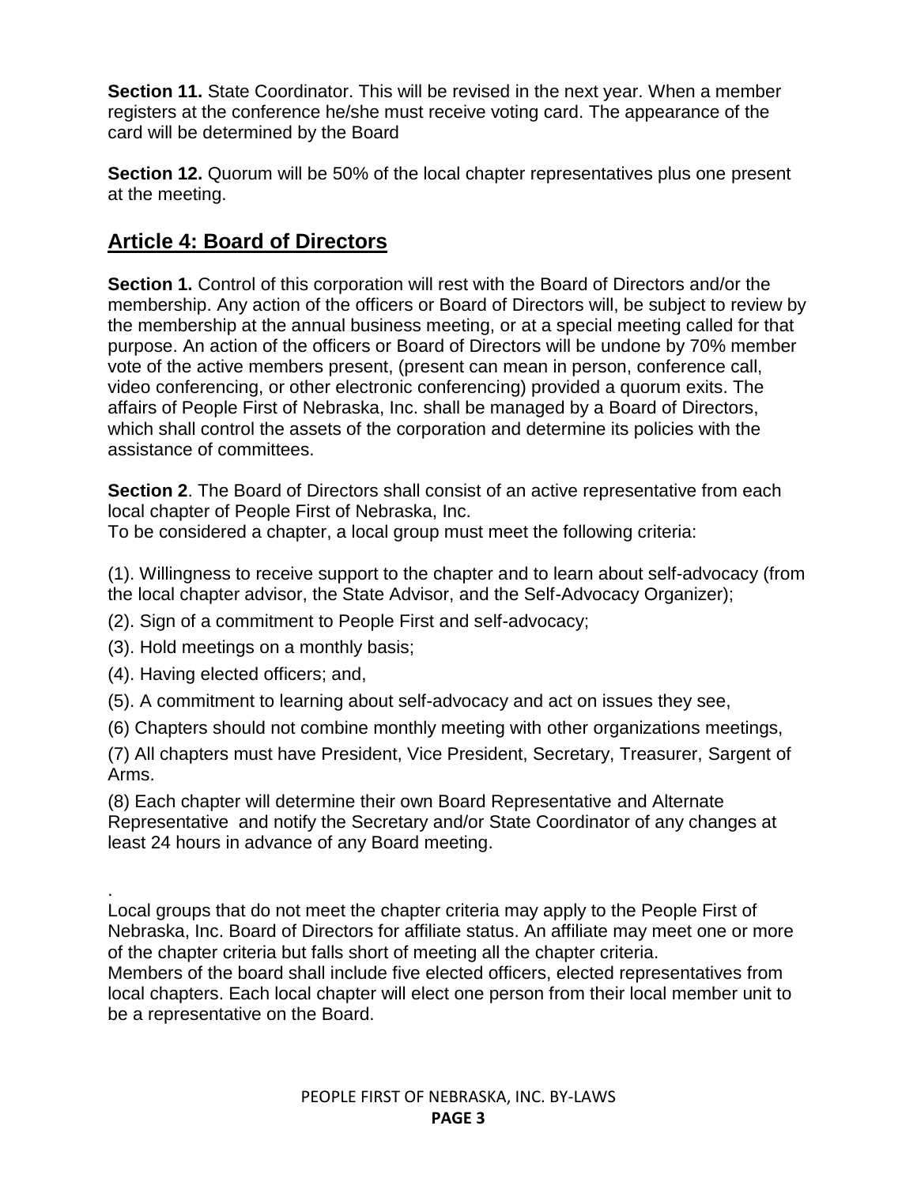**Section 11.** State Coordinator. This will be revised in the next year. When a member registers at the conference he/she must receive voting card. The appearance of the card will be determined by the Board

**Section 12.** Quorum will be 50% of the local chapter representatives plus one present at the meeting.

## Article 4: Board of Directors

**Section 1.** Control of this corporation will rest with the Board of Directors and/or the membership. Any action of the officers or Board of Directors will, be subject to review by the membership at the annual business meeting, or at a special meeting called for that purpose. An action of the officers or Board of Directors will be undone by 70% member vote of the active members present, (present can mean in person, conference call, video conferencing, or other electronic conferencing) provided a quorum exits. The affairs of People First of Nebraska, Inc. shall be managed by a Board of Directors, which shall control the assets of the corporation and determine its policies with the assistance of committees.

**Section 2**. The Board of Directors shall consist of an active representative from each local chapter of People First of Nebraska, Inc.
To be considered a chapter, a local group must meet the following criteria:

(1). Willingness to receive support to the chapter and to learn about self-advocacy (from the local chapter advisor, the State Advisor, and the Self-Advocacy Organizer);

(2). Sign of a commitment to People First and self-advocacy;

(3). Hold meetings on a monthly basis;

(4). Having elected officers; and,

(5). A commitment to learning about self-advocacy and act on issues they see,

(6) Chapters should not combine monthly meeting with other organizations meetings,

(7) All chapters must have President, Vice President, Secretary, Treasurer, Sargent of Arms.

(8) Each chapter will determine their own Board Representative and Alternate Representative and notify the Secretary and/or State Coordinator of any changes at least 24 hours in advance of any Board meeting.

.
Local groups that do not meet the chapter criteria may apply to the People First of Nebraska, Inc. Board of Directors for affiliate status. An affiliate may meet one or more of the chapter criteria but falls short of meeting all the chapter criteria.
Members of the board shall include five elected officers, elected representatives from local chapters. Each local chapter will elect one person from their local member unit to be a representative on the Board.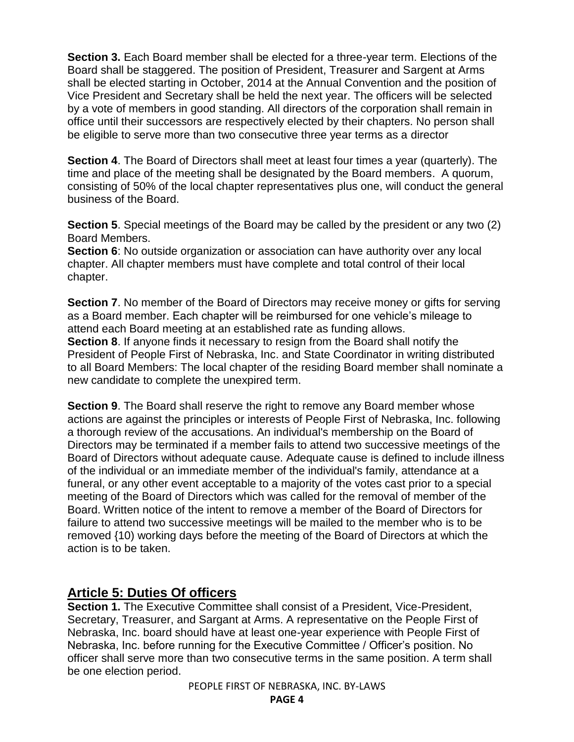**Section 3.** Each Board member shall be elected for a three-year term. Elections of the Board shall be staggered. The position of President, Treasurer and Sargent at Arms shall be elected starting in October, 2014 at the Annual Convention and the position of Vice President and Secretary shall be held the next year. The officers will be selected by a vote of members in good standing. All directors of the corporation shall remain in office until their successors are respectively elected by their chapters. No person shall be eligible to serve more than two consecutive three year terms as a director

**Section 4**. The Board of Directors shall meet at least four times a year (quarterly). The time and place of the meeting shall be designated by the Board members. A quorum, consisting of 50% of the local chapter representatives plus one, will conduct the general business of the Board.

**Section 5**. Special meetings of the Board may be called by the president or any two (2) Board Members.

**Section 6**: No outside organization or association can have authority over any local chapter. All chapter members must have complete and total control of their local chapter.

**Section 7**. No member of the Board of Directors may receive money or gifts for serving as a Board member. Each chapter will be reimbursed for one vehicle's mileage to attend each Board meeting at an established rate as funding allows.

**Section 8**. If anyone finds it necessary to resign from the Board shall notify the President of People First of Nebraska, Inc. and State Coordinator in writing distributed to all Board Members: The local chapter of the residing Board member shall nominate a new candidate to complete the unexpired term.

**Section 9**. The Board shall reserve the right to remove any Board member whose actions are against the principles or interests of People First of Nebraska, Inc. following a thorough review of the accusations. An individual's membership on the Board of Directors may be terminated if a member fails to attend two successive meetings of the Board of Directors without adequate cause. Adequate cause is defined to include illness of the individual or an immediate member of the individual's family, attendance at a funeral, or any other event acceptable to a majority of the votes cast prior to a special meeting of the Board of Directors which was called for the removal of member of the Board. Written notice of the intent to remove a member of the Board of Directors for failure to attend two successive meetings will be mailed to the member who is to be removed {10) working days before the meeting of the Board of Directors at which the action is to be taken.

## Article 5: Duties Of officers

**Section 1.** The Executive Committee shall consist of a President, Vice-President, Secretary, Treasurer, and Sargant at Arms. A representative on the People First of Nebraska, Inc. board should have at least one-year experience with People First of Nebraska, Inc. before running for the Executive Committee / Officer's position. No officer shall serve more than two consecutive terms in the same position. A term shall be one election period.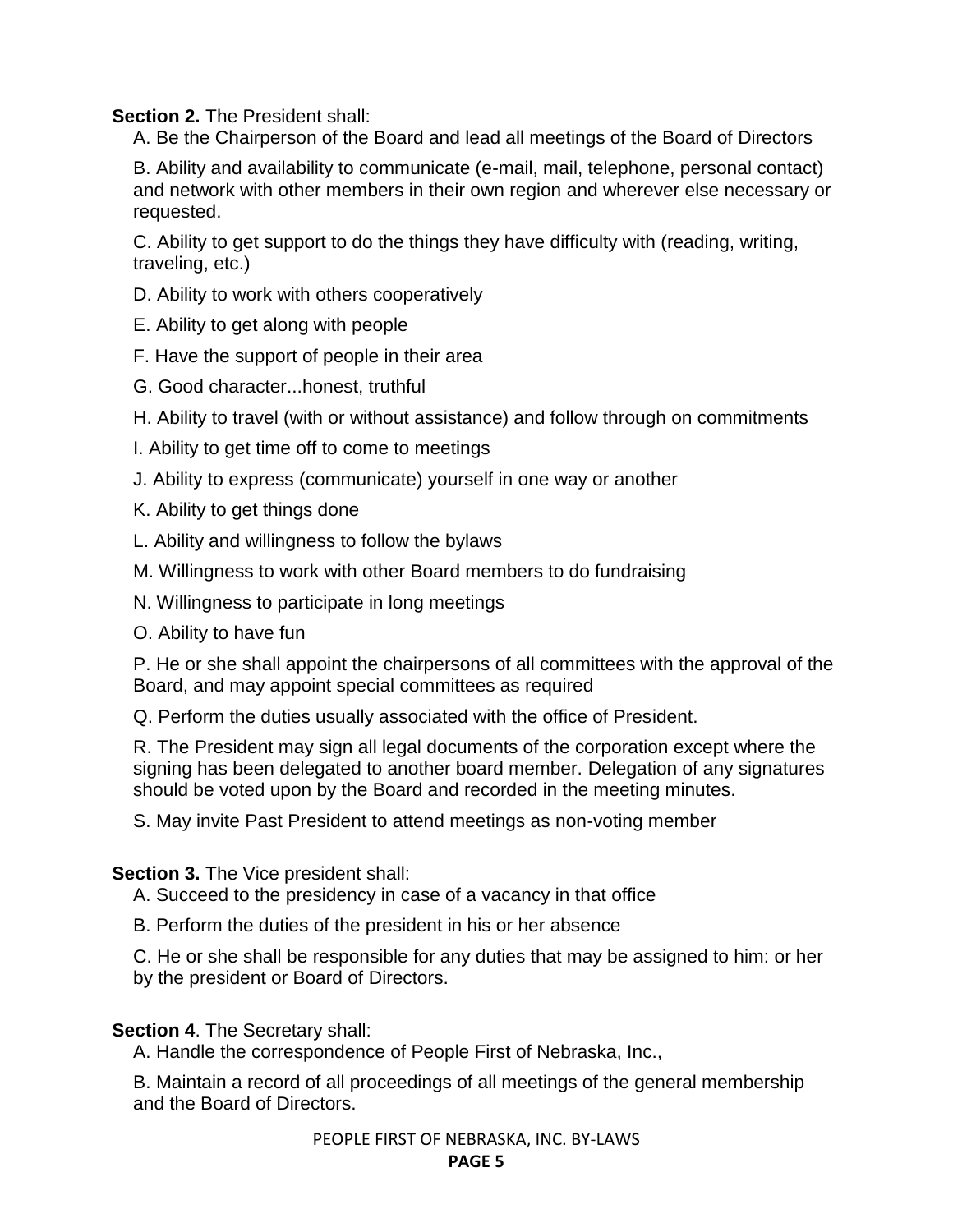**Section 2.** The President shall:

A. Be the Chairperson of the Board and lead all meetings of the Board of Directors

B. Ability and availability to communicate (e-mail, mail, telephone, personal contact) and network with other members in their own region and wherever else necessary or requested.

C. Ability to get support to do the things they have difficulty with (reading, writing, traveling, etc.)

D. Ability to work with others cooperatively

E. Ability to get along with people

F. Have the support of people in their area

G. Good character...honest, truthful

H. Ability to travel (with or without assistance) and follow through on commitments

I. Ability to get time off to come to meetings

J. Ability to express (communicate) yourself in one way or another

K. Ability to get things done

L. Ability and willingness to follow the bylaws

M. Willingness to work with other Board members to do fundraising

N. Willingness to participate in long meetings

O. Ability to have fun

P. He or she shall appoint the chairpersons of all committees with the approval of the Board, and may appoint special committees as required

Q. Perform the duties usually associated with the office of President.

R. The President may sign all legal documents of the corporation except where the signing has been delegated to another board member. Delegation of any signatures should be voted upon by the Board and recorded in the meeting minutes.

S. May invite Past President to attend meetings as non-voting member

**Section 3.** The Vice president shall:

A. Succeed to the presidency in case of a vacancy in that office

B. Perform the duties of the president in his or her absence

C. He or she shall be responsible for any duties that may be assigned to him: or her by the president or Board of Directors.

**Section 4**. The Secretary shall:

A. Handle the correspondence of People First of Nebraska, Inc.,

B. Maintain a record of all proceedings of all meetings of the general membership and the Board of Directors.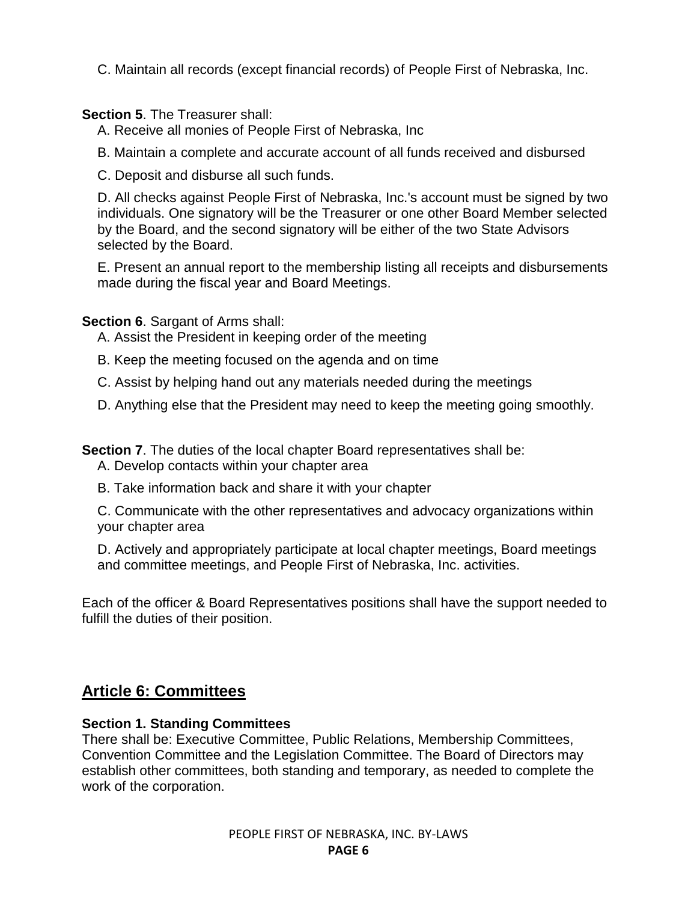C. Maintain all records (except financial records) of People First of Nebraska, Inc.

**Section 5**. The Treasurer shall:

A. Receive all monies of People First of Nebraska, Inc

B. Maintain a complete and accurate account of all funds received and disbursed

C. Deposit and disburse all such funds.

D. All checks against People First of Nebraska, Inc.'s account must be signed by two individuals. One signatory will be the Treasurer or one other Board Member selected by the Board, and the second signatory will be either of the two State Advisors selected by the Board.

E. Present an annual report to the membership listing all receipts and disbursements made during the fiscal year and Board Meetings.

**Section 6**. Sargant of Arms shall:

A. Assist the President in keeping order of the meeting

B. Keep the meeting focused on the agenda and on time

C. Assist by helping hand out any materials needed during the meetings

D. Anything else that the President may need to keep the meeting going smoothly.

**Section 7**. The duties of the local chapter Board representatives shall be:

A. Develop contacts within your chapter area

B. Take information back and share it with your chapter

C. Communicate with the other representatives and advocacy organizations within your chapter area

D. Actively and appropriately participate at local chapter meetings, Board meetings and committee meetings, and People First of Nebraska, Inc. activities.

Each of the officer & Board Representatives positions shall have the support needed to fulfill the duties of their position.

## Article 6: Committees

**Section 1. Standing Committees**

There shall be: Executive Committee, Public Relations, Membership Committees, Convention Committee and the Legislation Committee. The Board of Directors may establish other committees, both standing and temporary, as needed to complete the work of the corporation.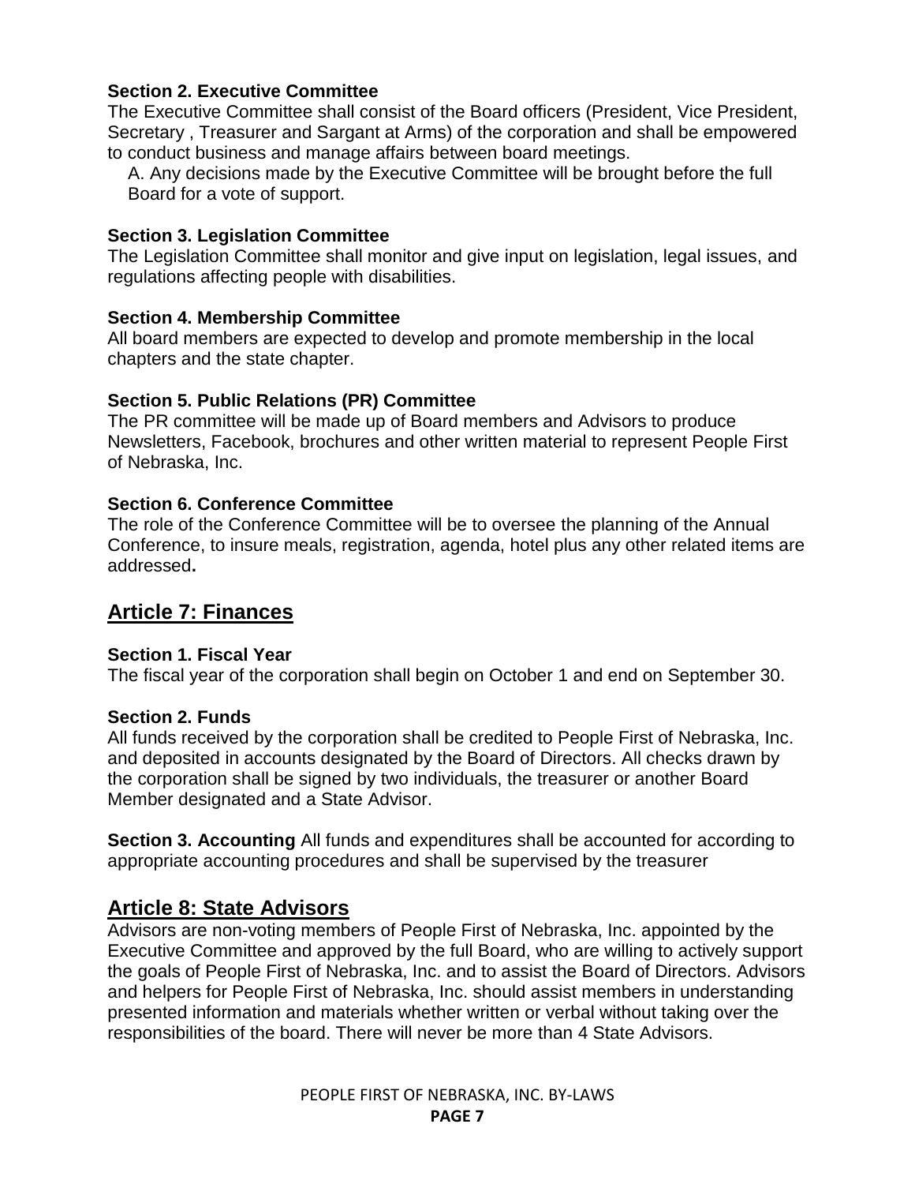**Section 2. Executive Committee**
The Executive Committee shall consist of the Board officers (President, Vice President, Secretary , Treasurer and Sargant at Arms) of the corporation and shall be empowered to conduct business and manage affairs between board meetings.

A. Any decisions made by the Executive Committee will be brought before the full Board for a vote of support.

**Section 3. Legislation Committee**
The Legislation Committee shall monitor and give input on legislation, legal issues, and regulations affecting people with disabilities.

**Section 4. Membership Committee**
All board members are expected to develop and promote membership in the local chapters and the state chapter.

**Section 5. Public Relations (PR) Committee**
The PR committee will be made up of Board members and Advisors to produce Newsletters, Facebook, brochures and other written material to represent People First of Nebraska, Inc.

**Section 6. Conference Committee**
The role of the Conference Committee will be to oversee the planning of the Annual Conference, to insure meals, registration, agenda, hotel plus any other related items are addressed**.**

## Article 7: Finances

**Section 1. Fiscal Year**
The fiscal year of the corporation shall begin on October 1 and end on September 30.

**Section 2. Funds**
All funds received by the corporation shall be credited to People First of Nebraska, Inc. and deposited in accounts designated by the Board of Directors. All checks drawn by the corporation shall be signed by two individuals, the treasurer or another Board Member designated and a State Advisor.

**Section 3. Accounting** All funds and expenditures shall be accounted for according to appropriate accounting procedures and shall be supervised by the treasurer

## Article 8: State Advisors

Advisors are non-voting members of People First of Nebraska, Inc. appointed by the Executive Committee and approved by the full Board, who are willing to actively support the goals of People First of Nebraska, Inc. and to assist the Board of Directors. Advisors and helpers for People First of Nebraska, Inc. should assist members in understanding presented information and materials whether written or verbal without taking over the responsibilities of the board. There will never be more than 4 State Advisors.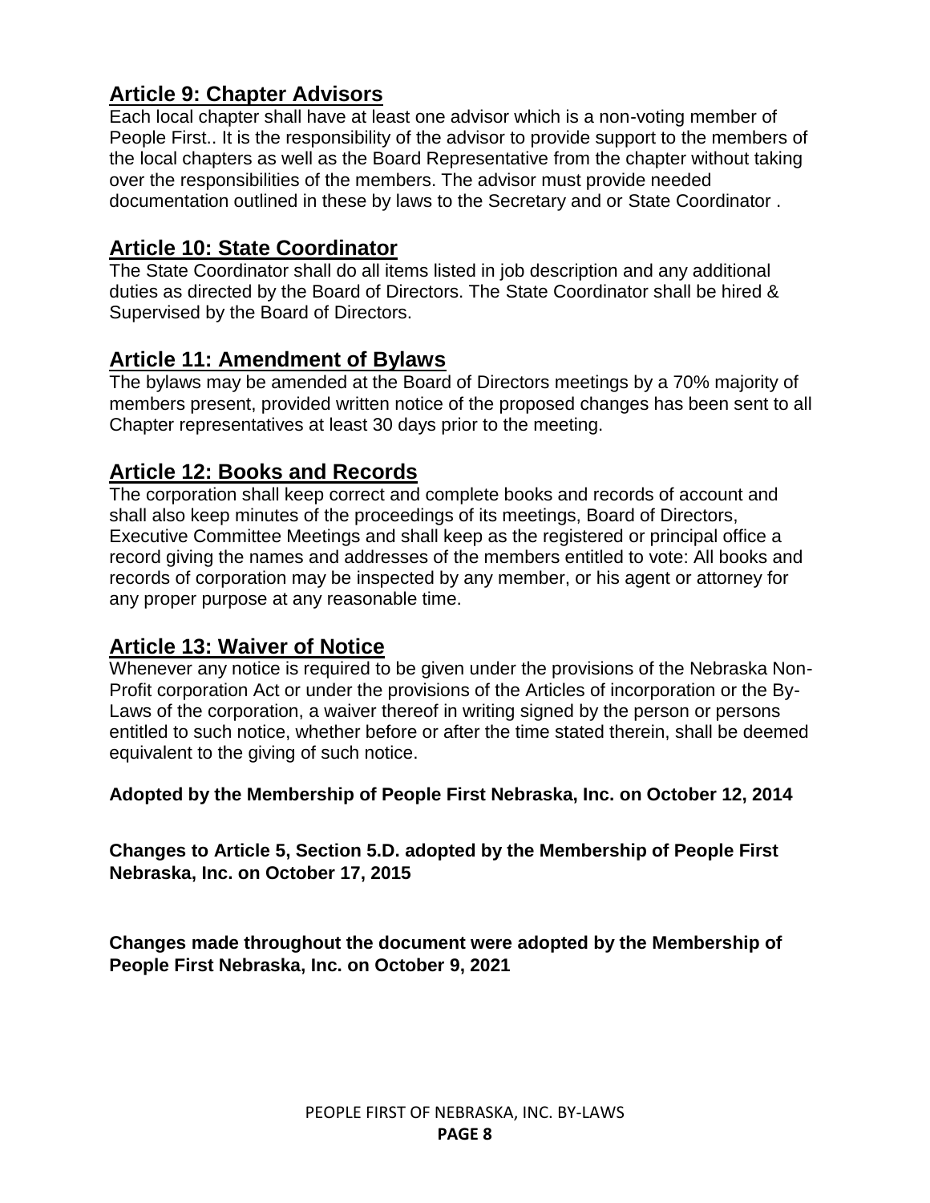## Article 9: Chapter Advisors

Each local chapter shall have at least one advisor which is a non-voting member of People First.. It is the responsibility of the advisor to provide support to the members of the local chapters as well as the Board Representative from the chapter without taking over the responsibilities of the members. The advisor must provide needed documentation outlined in these by laws to the Secretary and or State Coordinator .

## Article 10: State Coordinator

The State Coordinator shall do all items listed in job description and any additional duties as directed by the Board of Directors. The State Coordinator shall be hired & Supervised by the Board of Directors.

## Article 11: Amendment of Bylaws

The bylaws may be amended at the Board of Directors meetings by a 70% majority of members present, provided written notice of the proposed changes has been sent to all Chapter representatives at least 30 days prior to the meeting.

## Article 12: Books and Records

The corporation shall keep correct and complete books and records of account and shall also keep minutes of the proceedings of its meetings, Board of Directors, Executive Committee Meetings and shall keep as the registered or principal office a record giving the names and addresses of the members entitled to vote: All books and records of corporation may be inspected by any member, or his agent or attorney for any proper purpose at any reasonable time.

## Article 13: Waiver of Notice

Whenever any notice is required to be given under the provisions of the Nebraska Non-Profit corporation Act or under the provisions of the Articles of incorporation or the By-Laws of the corporation, a waiver thereof in writing signed by the person or persons entitled to such notice, whether before or after the time stated therein, shall be deemed equivalent to the giving of such notice.

**Adopted by the Membership of People First Nebraska, Inc. on October 12, 2014**

**Changes to Article 5, Section 5.D. adopted by the Membership of People First Nebraska, Inc. on October 17, 2015**

**Changes made throughout the document were adopted by the Membership of People First Nebraska, Inc. on October 9, 2021**